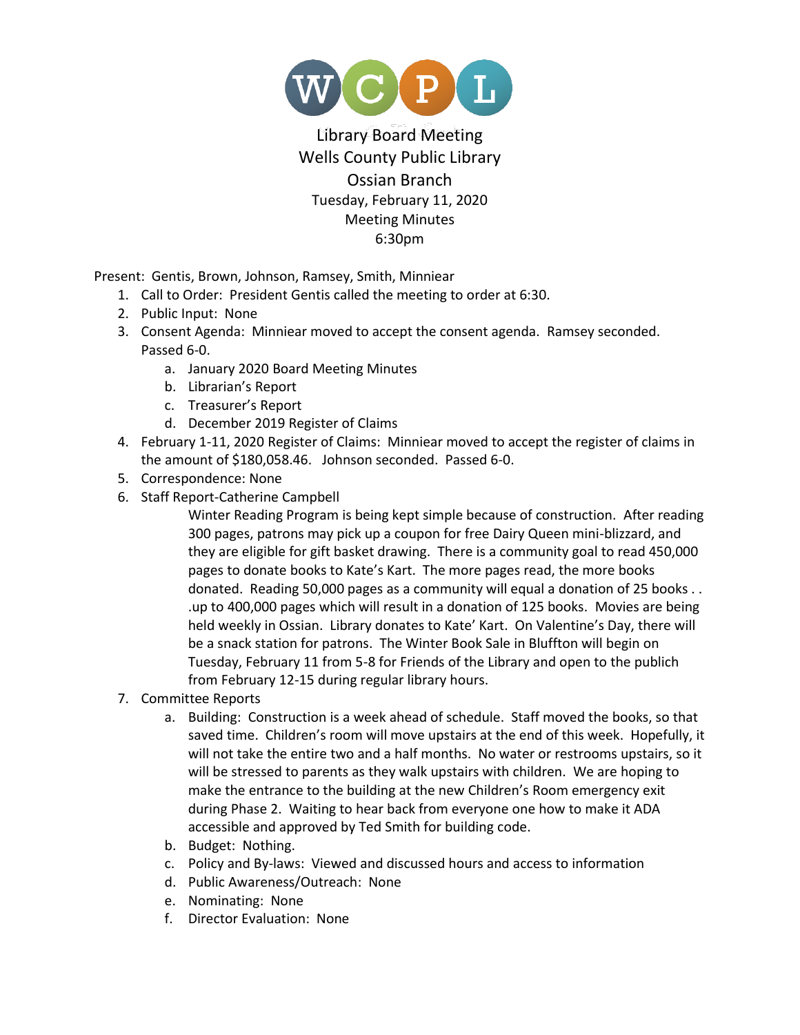WCPL

# Library Board Meeting
## Wells County Public Library
## Ossian Branch

Tuesday, February 11, 2020
Meeting Minutes
6:30pm

Present: Gentis, Brown, Johnson, Ramsey, Smith, Minniear

1. Call to Order: President Gentis called the meeting to order at 6:30.
2. Public Input: None
3. Consent Agenda: Minniear moved to accept the consent agenda. Ramsey seconded. Passed 6-0.
   a. January 2020 Board Meeting Minutes
   b. Librarian's Report
   c. Treasurer's Report
   d. December 2019 Register of Claims
4. February 1-11, 2020 Register of Claims: Minniear moved to accept the register of claims in the amount of $180,058.46. Johnson seconded. Passed 6-0.
5. Correspondence: None
6. Staff Report-Catherine Campbell

   Winter Reading Program is being kept simple because of construction. After reading 300 pages, patrons may pick up a coupon for free Dairy Queen mini-blizzard, and they are eligible for gift basket drawing. There is a community goal to read 450,000 pages to donate books to Kate's Kart. The more pages read, the more books donated. Reading 50,000 pages as a community will equal a donation of 25 books . . .up to 400,000 pages which will result in a donation of 125 books. Movies are being held weekly in Ossian. Library donates to Kate' Kart. On Valentine's Day, there will be a snack station for patrons. The Winter Book Sale in Bluffton will begin on Tuesday, February 11 from 5-8 for Friends of the Library and open to the publich from February 12-15 during regular library hours.

7. Committee Reports
   a. Building: Construction is a week ahead of schedule. Staff moved the books, so that saved time. Children's room will move upstairs at the end of this week. Hopefully, it will not take the entire two and a half months. No water or restrooms upstairs, so it will be stressed to parents as they walk upstairs with children. We are hoping to make the entrance to the building at the new Children's Room emergency exit during Phase 2. Waiting to hear back from everyone one how to make it ADA accessible and approved by Ted Smith for building code.
   b. Budget: Nothing.
   c. Policy and By-laws: Viewed and discussed hours and access to information
   d. Public Awareness/Outreach: None
   e. Nominating: None
   f. Director Evaluation: None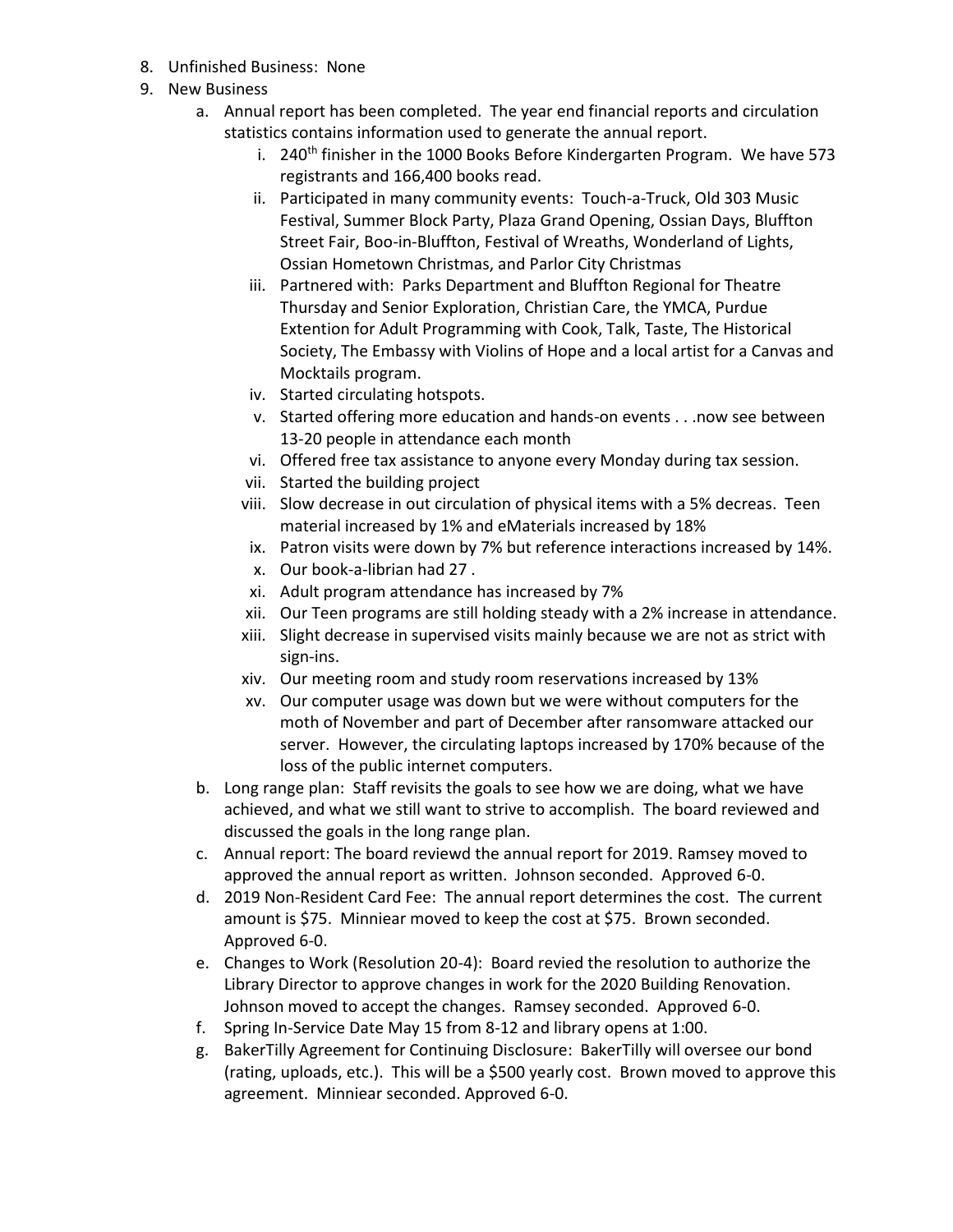8. Unfinished Business: None
9. New Business
   a. Annual report has been completed. The year end financial reports and circulation statistics contains information used to generate the annual report.
      i. 240th finisher in the 1000 Books Before Kindergarten Program. We have 573 registrants and 166,400 books read.
      ii. Participated in many community events: Touch-a-Truck, Old 303 Music Festival, Summer Block Party, Plaza Grand Opening, Ossian Days, Bluffton Street Fair, Boo-in-Bluffton, Festival of Wreaths, Wonderland of Lights, Ossian Hometown Christmas, and Parlor City Christmas
      iii. Partnered with: Parks Department and Bluffton Regional for Theatre Thursday and Senior Exploration, Christian Care, the YMCA, Purdue Extention for Adult Programming with Cook, Talk, Taste, The Historical Society, The Embassy with Violins of Hope and a local artist for a Canvas and Mocktails program.
      iv. Started circulating hotspots.
      v. Started offering more education and hands-on events . . .now see between 13-20 people in attendance each month
      vi. Offered free tax assistance to anyone every Monday during tax session.
      vii. Started the building project
      viii. Slow decrease in out circulation of physical items with a 5% decreas. Teen material increased by 1% and eMaterials increased by 18%
      ix. Patron visits were down by 7% but reference interactions increased by 14%.
      x. Our book-a-librian had 27 .
      xi. Adult program attendance has increased by 7%
      xii. Our Teen programs are still holding steady with a 2% increase in attendance.
      xiii. Slight decrease in supervised visits mainly because we are not as strict with sign-ins.
      xiv. Our meeting room and study room reservations increased by 13%
      xv. Our computer usage was down but we were without computers for the moth of November and part of December after ransomware attacked our server. However, the circulating laptops increased by 170% because of the loss of the public internet computers.
   b. Long range plan: Staff revisits the goals to see how we are doing, what we have achieved, and what we still want to strive to accomplish. The board reviewed and discussed the goals in the long range plan.
   c. Annual report: The board reviewd the annual report for 2019. Ramsey moved to approved the annual report as written. Johnson seconded. Approved 6-0.
   d. 2019 Non-Resident Card Fee: The annual report determines the cost. The current amount is $75. Minniear moved to keep the cost at $75. Brown seconded. Approved 6-0.
   e. Changes to Work (Resolution 20-4): Board revied the resolution to authorize the Library Director to approve changes in work for the 2020 Building Renovation. Johnson moved to accept the changes. Ramsey seconded. Approved 6-0.
   f. Spring In-Service Date May 15 from 8-12 and library opens at 1:00.
   g. BakerTilly Agreement for Continuing Disclosure: BakerTilly will oversee our bond (rating, uploads, etc.). This will be a $500 yearly cost. Brown moved to approve this agreement. Minniear seconded. Approved 6-0.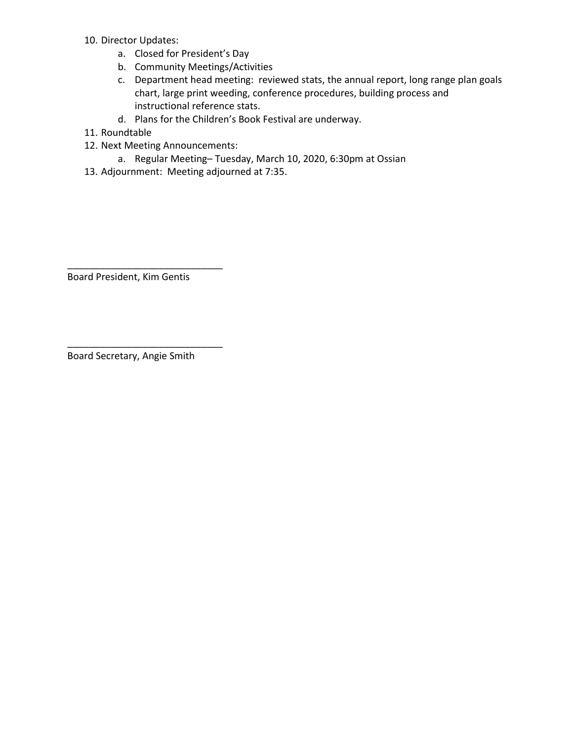10. Director Updates:
    a. Closed for President's Day
    b. Community Meetings/Activities
    c. Department head meeting: reviewed stats, the annual report, long range plan goals chart, large print weeding, conference procedures, building process and instructional reference stats.
    d. Plans for the Children's Book Festival are underway.
11. Roundtable
12. Next Meeting Announcements:
    a. Regular Meeting– Tuesday, March 10, 2020, 6:30pm at Ossian
13. Adjournment: Meeting adjourned at 7:35.

_____________________________
Board President, Kim Gentis

_____________________________
Board Secretary, Angie Smith